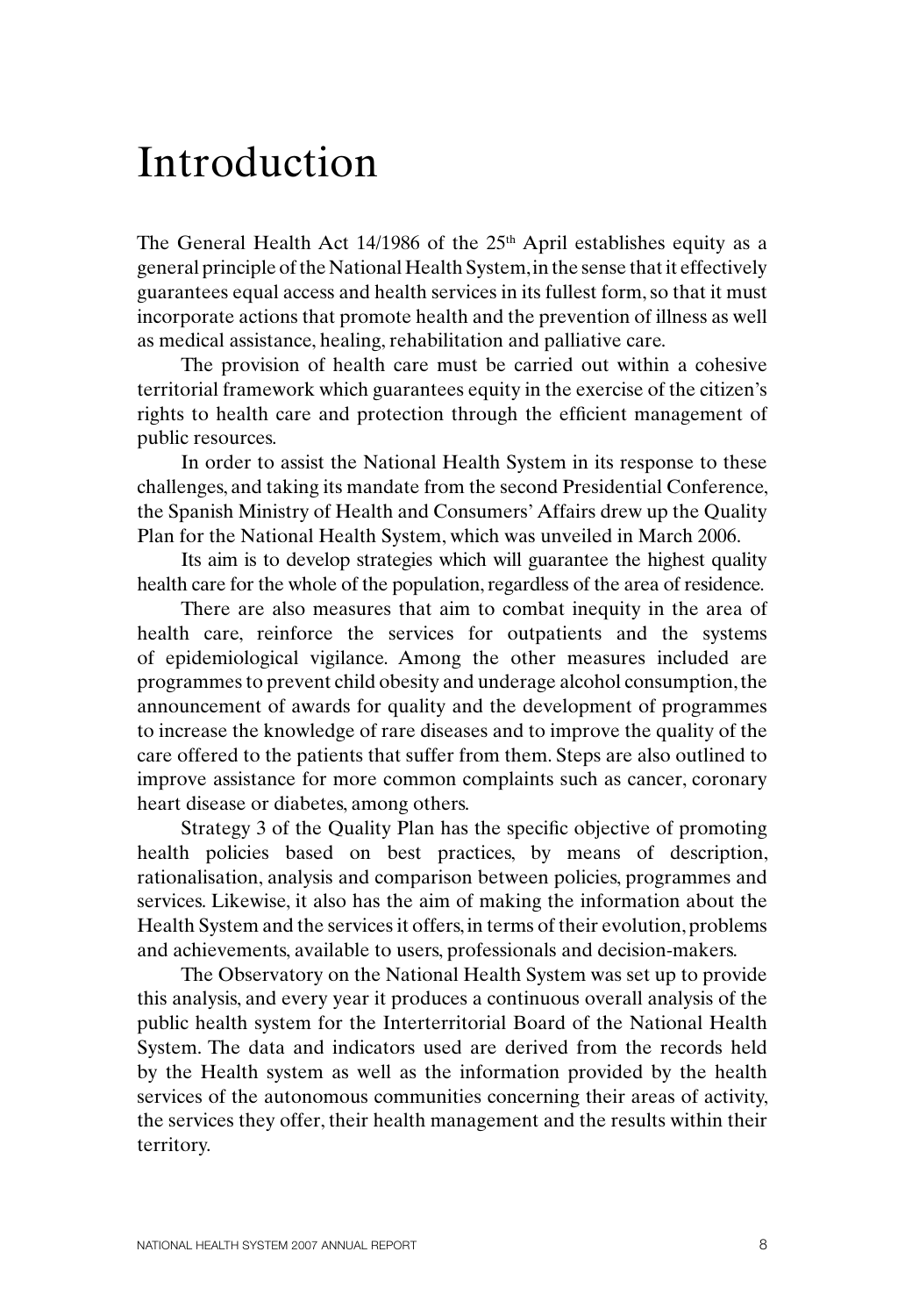# Introduction

The General Health Act 14/1986 of the 25th April establishes equity as a general principle of the National Health System, in the sense that it effectively guarantees equal access and health services in its fullest form, so that it must incorporate actions that promote health and the prevention of illness as well as medical assistance, healing, rehabilitation and palliative care.

The provision of health care must be carried out within a cohesive territorial framework which guarantees equity in the exercise of the citizen's rights to health care and protection through the efficient management of public resources.

In order to assist the National Health System in its response to these challenges, and taking its mandate from the second Presidential Conference, the Spanish Ministry of Health and Consumers' Affairs drew up the Quality Plan for the National Health System, which was unveiled in March 2006.

Its aim is to develop strategies which will guarantee the highest quality health care for the whole of the population, regardless of the area of residence.

There are also measures that aim to combat inequity in the area of health care, reinforce the services for outpatients and the systems of epidemiological vigilance. Among the other measures included are programmes to prevent child obesity and underage alcohol consumption, the announcement of awards for quality and the development of programmes to increase the knowledge of rare diseases and to improve the quality of the care offered to the patients that suffer from them. Steps are also outlined to improve assistance for more common complaints such as cancer, coronary heart disease or diabetes, among others.

Strategy 3 of the Quality Plan has the specific objective of promoting health policies based on best practices, by means of description, rationalisation, analysis and comparison between policies, programmes and services. Likewise, it also has the aim of making the information about the Health System and the services it offers, in terms of their evolution, problems and achievements, available to users, professionals and decision-makers.

The Observatory on the National Health System was set up to provide this analysis, and every year it produces a continuous overall analysis of the public health system for the Interterritorial Board of the National Health System. The data and indicators used are derived from the records held by the Health system as well as the information provided by the health services of the autonomous communities concerning their areas of activity, the services they offer, their health management and the results within their territory.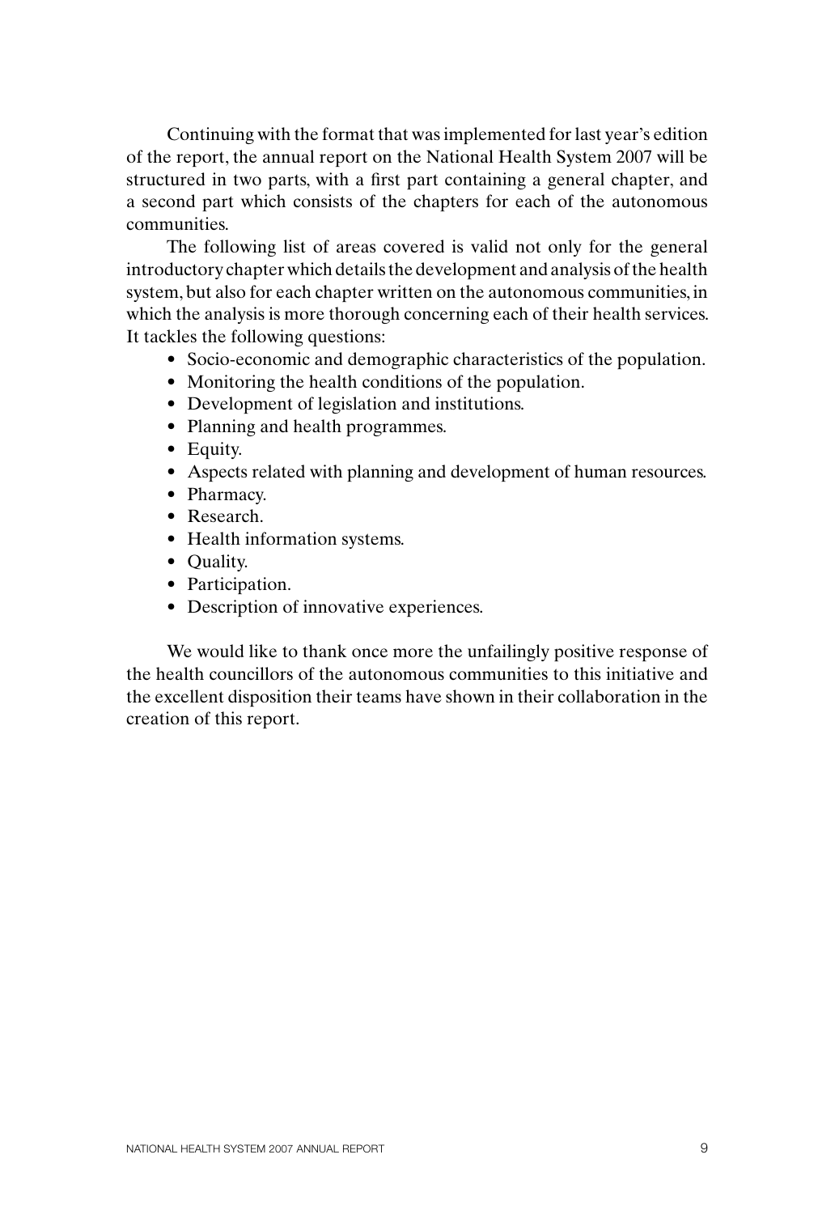Continuing with the format that was implemented for last year's edition of the report, the annual report on the National Health System 2007 will be structured in two parts, with a first part containing a general chapter, and a second part which consists of the chapters for each of the autonomous communities.

The following list of areas covered is valid not only for the general introductory chapter which details the development and analysis of the health system, but also for each chapter written on the autonomous communities, in which the analysis is more thorough concerning each of their health services. It tackles the following questions:

- Socio-economic and demographic characteristics of the population.
- Monitoring the health conditions of the population.
- Development of legislation and institutions.
- Planning and health programmes.
- Equity.
- Aspects related with planning and development of human resources.
- Pharmacy.
- Research.
- Health information systems.
- Quality.
- Participation.
- Description of innovative experiences.

We would like to thank once more the unfailingly positive response of the health councillors of the autonomous communities to this initiative and the excellent disposition their teams have shown in their collaboration in the creation of this report.